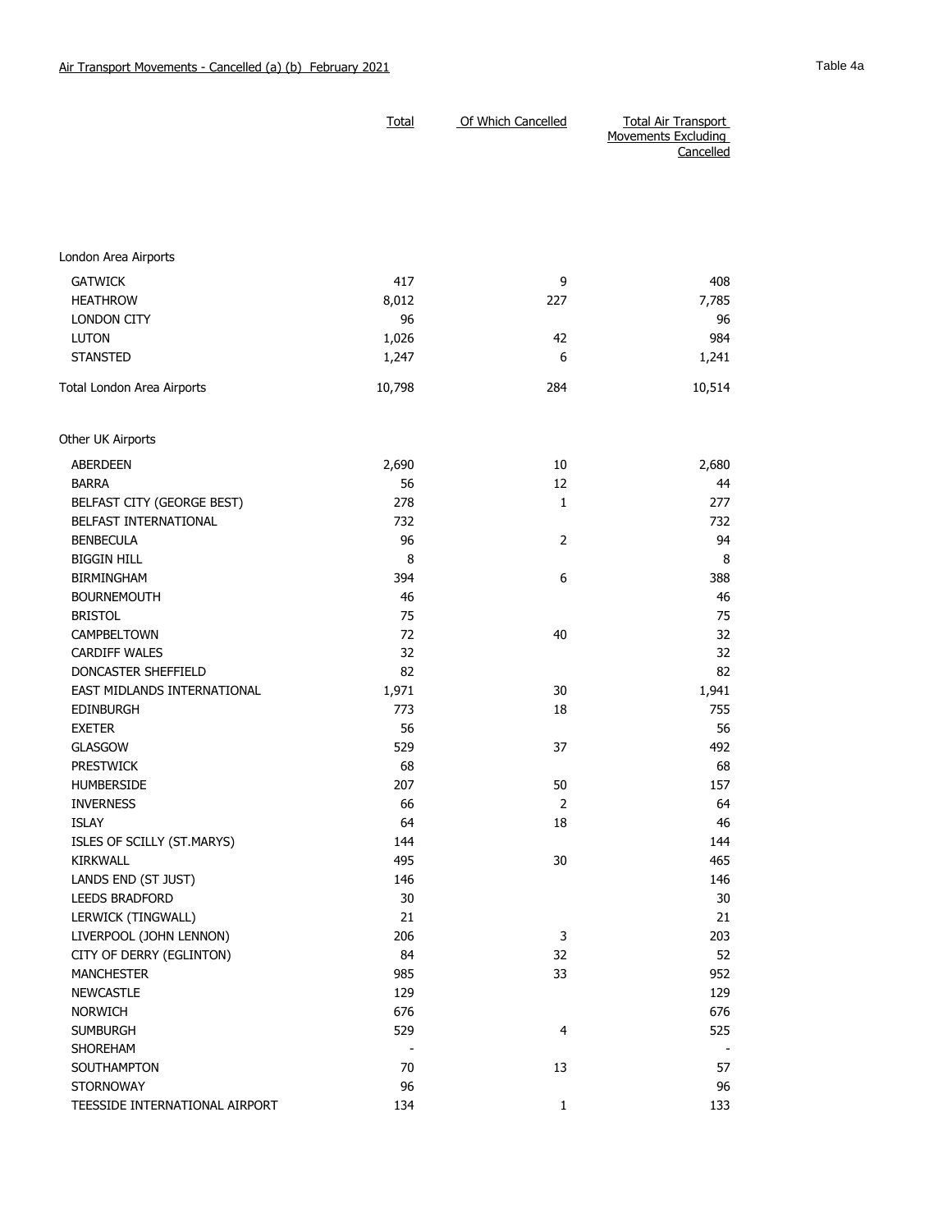## Air Transport Movements - Cancelled (a) (b) February 2021

Table 4a

| | Total | Of Which Cancelled | Total Air Transport Movements Excluding Cancelled |
|---|---|---|---|
| London Area Airports | | | |
| GATWICK | 417 | 9 | 408 |
| HEATHROW | 8,012 | 227 | 7,785 |
| LONDON CITY | 96 | | 96 |
| LUTON | 1,026 | 42 | 984 |
| STANSTED | 1,247 | 6 | 1,241 |
| Total London Area Airports | 10,798 | 284 | 10,514 |
| Other UK Airports | | | |
| ABERDEEN | 2,690 | 10 | 2,680 |
| BARRA | 56 | 12 | 44 |
| BELFAST CITY (GEORGE BEST) | 278 | 1 | 277 |
| BELFAST INTERNATIONAL | 732 | | 732 |
| BENBECULA | 96 | 2 | 94 |
| BIGGIN HILL | 8 | | 8 |
| BIRMINGHAM | 394 | 6 | 388 |
| BOURNEMOUTH | 46 | | 46 |
| BRISTOL | 75 | | 75 |
| CAMPBELTOWN | 72 | 40 | 32 |
| CARDIFF WALES | 32 | | 32 |
| DONCASTER SHEFFIELD | 82 | | 82 |
| EAST MIDLANDS INTERNATIONAL | 1,971 | 30 | 1,941 |
| EDINBURGH | 773 | 18 | 755 |
| EXETER | 56 | | 56 |
| GLASGOW | 529 | 37 | 492 |
| PRESTWICK | 68 | | 68 |
| HUMBERSIDE | 207 | 50 | 157 |
| INVERNESS | 66 | 2 | 64 |
| ISLAY | 64 | 18 | 46 |
| ISLES OF SCILLY (ST.MARYS) | 144 | | 144 |
| KIRKWALL | 495 | 30 | 465 |
| LANDS END (ST JUST) | 146 | | 146 |
| LEEDS BRADFORD | 30 | | 30 |
| LERWICK (TINGWALL) | 21 | | 21 |
| LIVERPOOL (JOHN LENNON) | 206 | 3 | 203 |
| CITY OF DERRY (EGLINTON) | 84 | 32 | 52 |
| MANCHESTER | 985 | 33 | 952 |
| NEWCASTLE | 129 | | 129 |
| NORWICH | 676 | | 676 |
| SUMBURGH | 529 | 4 | 525 |
| SHOREHAM | - | | - |
| SOUTHAMPTON | 70 | 13 | 57 |
| STORNOWAY | 96 | | 96 |
| TEESSIDE INTERNATIONAL AIRPORT | 134 | 1 | 133 |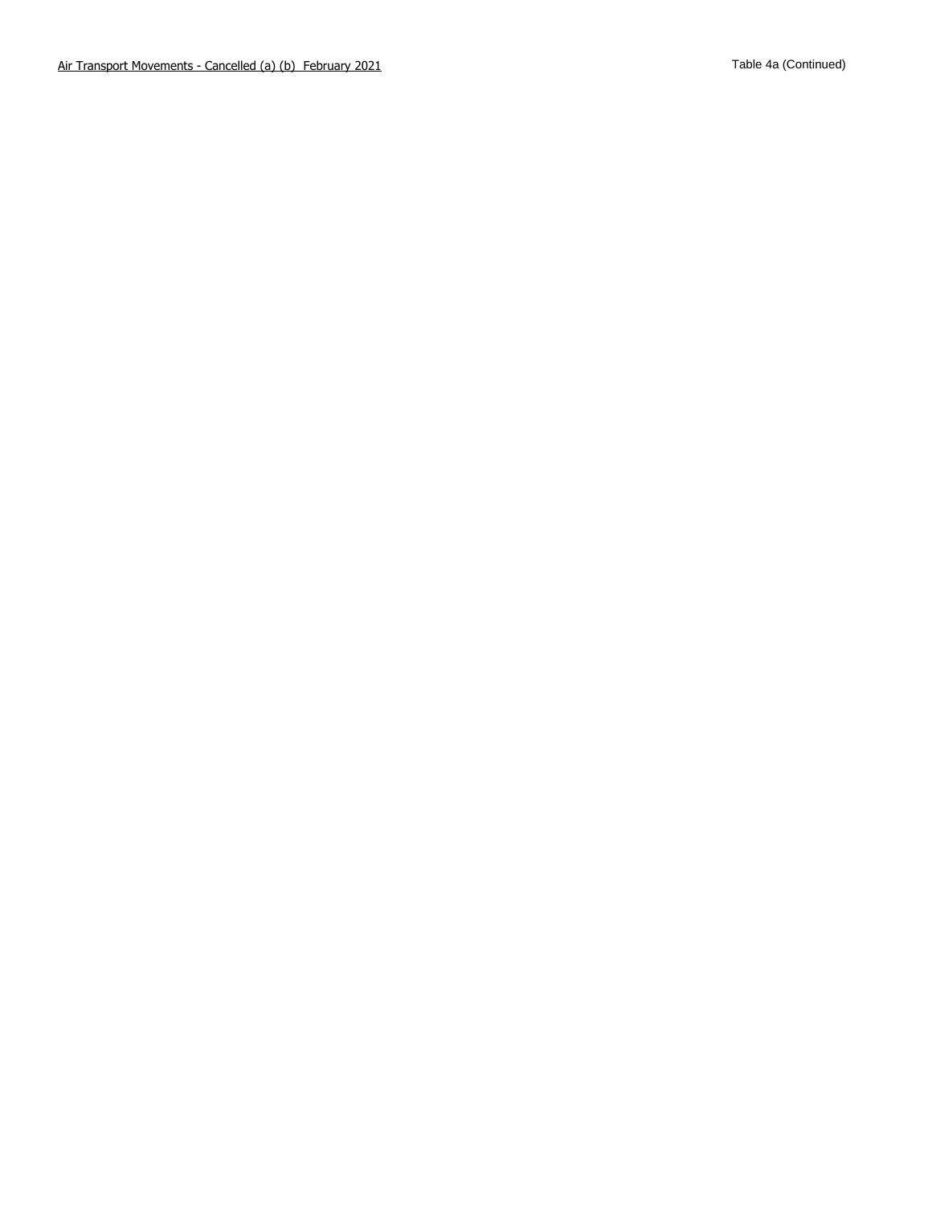Air Transport Movements - Cancelled (a) (b) February 2021

Table 4a (Continued)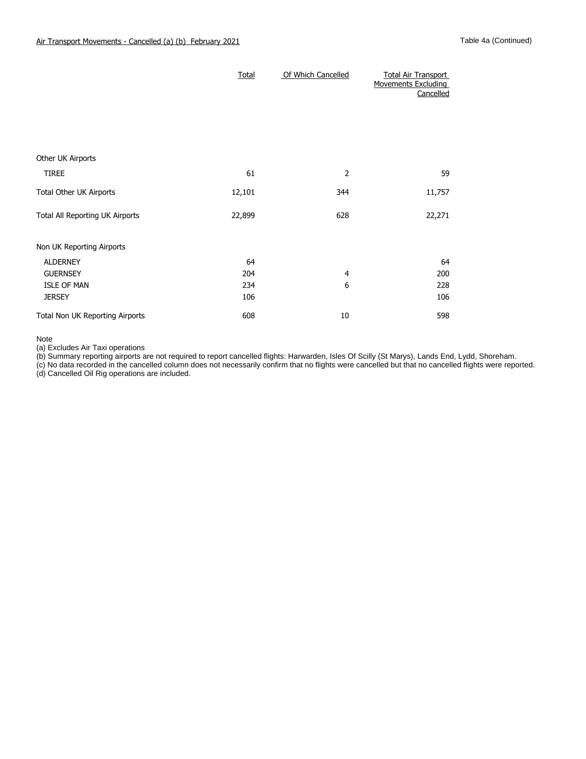Air Transport Movements - Cancelled (a) (b) February 2021

Table 4a (Continued)

| | Total | Of Which Cancelled | Total Air Transport Movements Excluding Cancelled |
|---|---|---|---|
| Other UK Airports | | | |
| TIREE | 61 | 2 | 59 |
| Total Other UK Airports | 12,101 | 344 | 11,757 |
| Total All Reporting UK Airports | 22,899 | 628 | 22,271 |
| Non UK Reporting Airports | | | |
| ALDERNEY | 64 | | 64 |
| GUERNSEY | 204 | 4 | 200 |
| ISLE OF MAN | 234 | 6 | 228 |
| JERSEY | 106 | | 106 |
| Total Non UK Reporting Airports | 608 | 10 | 598 |

Note
(a) Excludes Air Taxi operations
(b) Summary reporting airports are not required to report cancelled flights: Harwarden, Isles Of Scilly (St Marys), Lands End, Lydd, Shoreham.
(c) No data recorded in the cancelled column does not necessarily confirm that no flights were cancelled but that no cancelled flights were reported.
(d) Cancelled Oil Rig operations are included.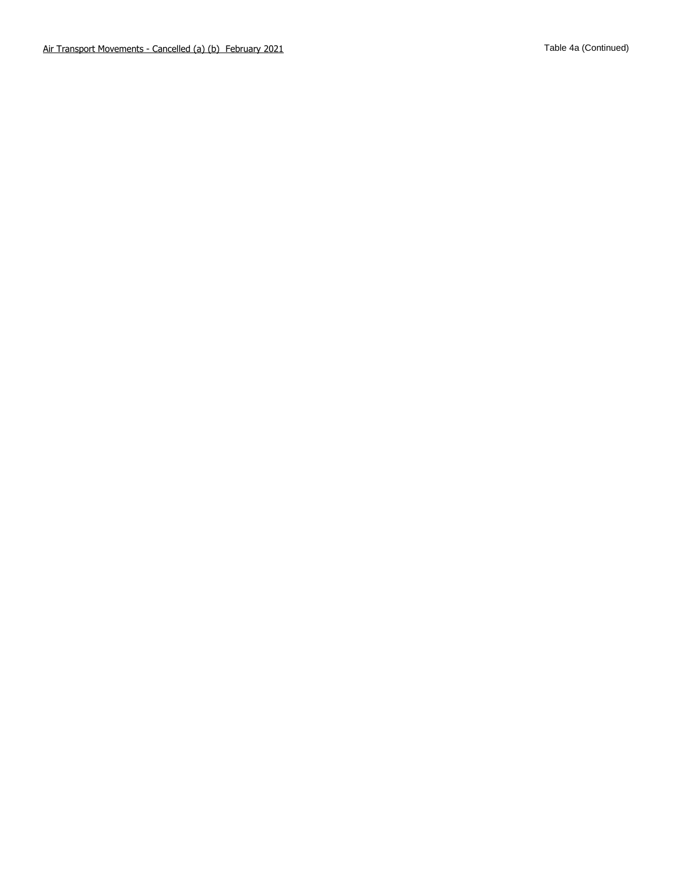Air Transport Movements - Cancelled (a) (b)  February 2021

Table 4a (Continued)